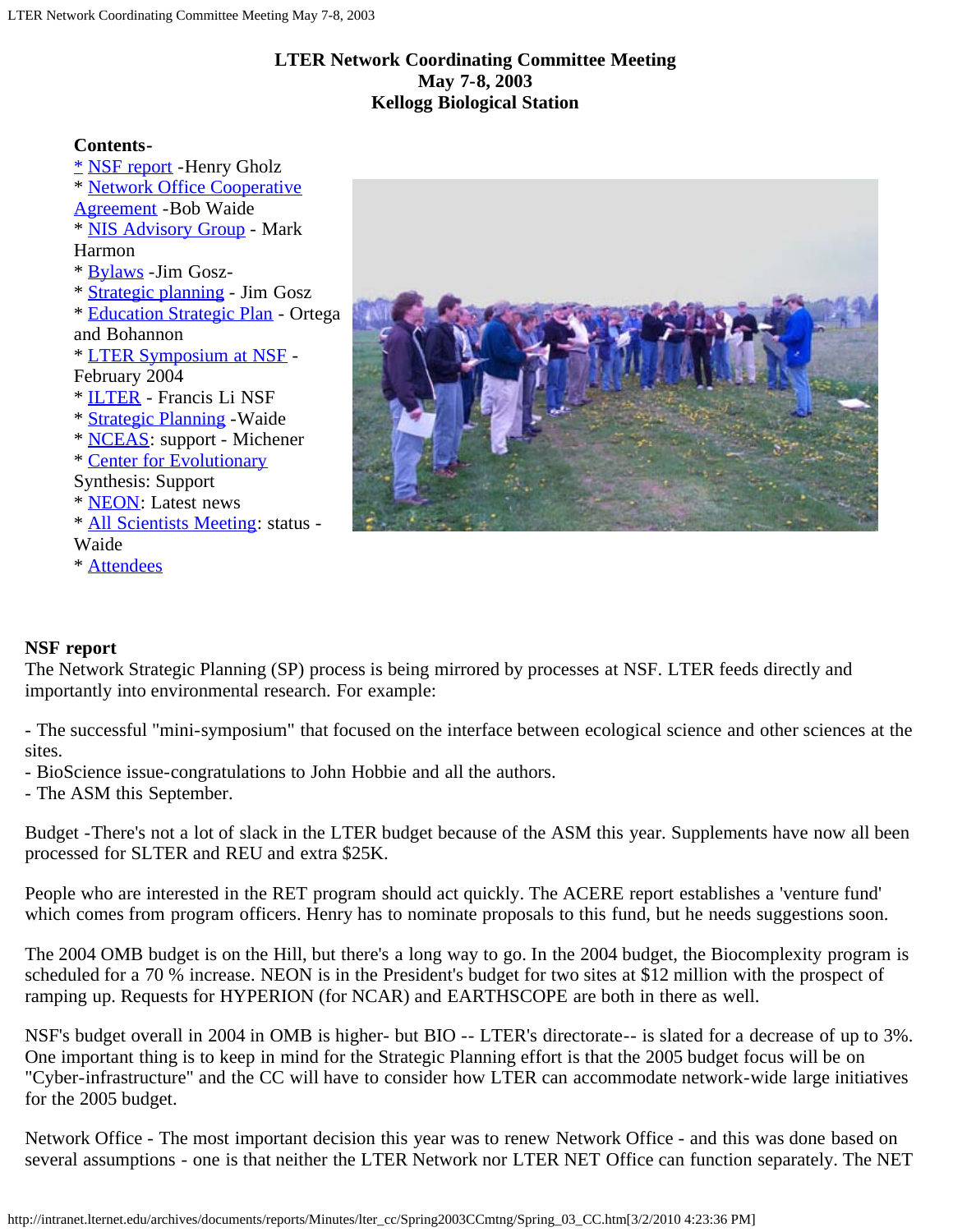# LTER Network Coordinating Committee Meeting
## May 7-8, 2003
## Kellogg Biological Station

**Contents-**

* NSF report -Henry Gholz
* Network Office Cooperative Agreement -Bob Waide
* NIS Advisory Group - Mark Harmon
* Bylaws -Jim Gosz-
* Strategic planning - Jim Gosz
* Education Strategic Plan - Ortega and Bohannon
* LTER Symposium at NSF - February 2004
* ILTER - Francis Li NSF
* Strategic Planning -Waide
* NCEAS: support - Michener
* Center for Evolutionary Synthesis: Support
* NEON: Latest news
* All Scientists Meeting: status - Waide
* Attendees

**NSF report**

The Network Strategic Planning (SP) process is being mirrored by processes at NSF. LTER feeds directly and importantly into environmental research. For example:

- The successful "mini-symposium" that focused on the interface between ecological science and other sciences at the sites.
- BioScience issue-congratulations to John Hobbie and all the authors.
- The ASM this September.

Budget -There's not a lot of slack in the LTER budget because of the ASM this year. Supplements have now all been processed for SLTER and REU and extra $25K.

People who are interested in the RET program should act quickly. The ACERE report establishes a 'venture fund' which comes from program officers. Henry has to nominate proposals to this fund, but he needs suggestions soon.

The 2004 OMB budget is on the Hill, but there's a long way to go. In the 2004 budget, the Biocomplexity program is scheduled for a 70 % increase. NEON is in the President's budget for two sites at $12 million with the prospect of ramping up. Requests for HYPERION (for NCAR) and EARTHSCOPE are both in there as well.

NSF's budget overall in 2004 in OMB is higher- but BIO -- LTER's directorate-- is slated for a decrease of up to 3%. One important thing is to keep in mind for the Strategic Planning effort is that the 2005 budget focus will be on "Cyber-infrastructure" and the CC will have to consider how LTER can accommodate network-wide large initiatives for the 2005 budget.

Network Office - The most important decision this year was to renew Network Office - and this was done based on several assumptions - one is that neither the LTER Network nor LTER NET Office can function separately. The NET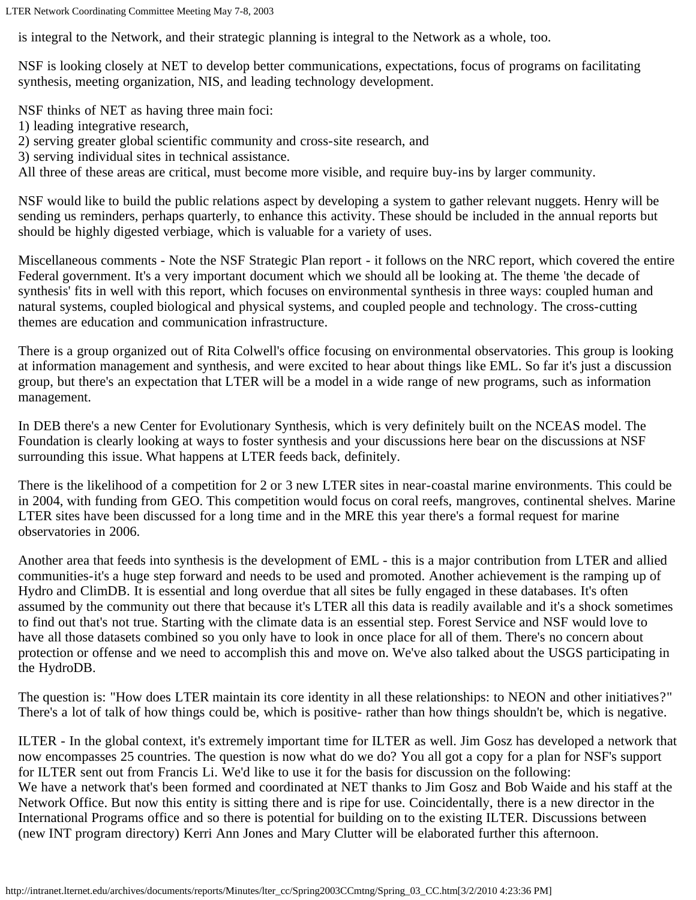is integral to the Network, and their strategic planning is integral to the Network as a whole, too.

NSF is looking closely at NET to develop better communications, expectations, focus of programs on facilitating synthesis, meeting organization, NIS, and leading technology development.

NSF thinks of NET as having three main foci:
1) leading integrative research,
2) serving greater global scientific community and cross-site research, and
3) serving individual sites in technical assistance.
All three of these areas are critical, must become more visible, and require buy-ins by larger community.

NSF would like to build the public relations aspect by developing a system to gather relevant nuggets. Henry will be sending us reminders, perhaps quarterly, to enhance this activity. These should be included in the annual reports but should be highly digested verbiage, which is valuable for a variety of uses.

Miscellaneous comments - Note the NSF Strategic Plan report - it follows on the NRC report, which covered the entire Federal government. It's a very important document which we should all be looking at. The theme 'the decade of synthesis' fits in well with this report, which focuses on environmental synthesis in three ways: coupled human and natural systems, coupled biological and physical systems, and coupled people and technology. The cross-cutting themes are education and communication infrastructure.

There is a group organized out of Rita Colwell's office focusing on environmental observatories. This group is looking at information management and synthesis, and were excited to hear about things like EML. So far it's just a discussion group, but there's an expectation that LTER will be a model in a wide range of new programs, such as information management.

In DEB there's a new Center for Evolutionary Synthesis, which is very definitely built on the NCEAS model. The Foundation is clearly looking at ways to foster synthesis and your discussions here bear on the discussions at NSF surrounding this issue. What happens at LTER feeds back, definitely.

There is the likelihood of a competition for 2 or 3 new LTER sites in near-coastal marine environments. This could be in 2004, with funding from GEO. This competition would focus on coral reefs, mangroves, continental shelves. Marine LTER sites have been discussed for a long time and in the MRE this year there's a formal request for marine observatories in 2006.

Another area that feeds into synthesis is the development of EML - this is a major contribution from LTER and allied communities-it's a huge step forward and needs to be used and promoted. Another achievement is the ramping up of Hydro and ClimDB. It is essential and long overdue that all sites be fully engaged in these databases. It's often assumed by the community out there that because it's LTER all this data is readily available and it's a shock sometimes to find out that's not true. Starting with the climate data is an essential step. Forest Service and NSF would love to have all those datasets combined so you only have to look in once place for all of them. There's no concern about protection or offense and we need to accomplish this and move on. We've also talked about the USGS participating in the HydroDB.

The question is: "How does LTER maintain its core identity in all these relationships: to NEON and other initiatives?" There's a lot of talk of how things could be, which is positive- rather than how things shouldn't be, which is negative.

ILTER - In the global context, it's extremely important time for ILTER as well. Jim Gosz has developed a network that now encompasses 25 countries. The question is now what do we do? You all got a copy for a plan for NSF's support for ILTER sent out from Francis Li. We'd like to use it for the basis for discussion on the following:
We have a network that's been formed and coordinated at NET thanks to Jim Gosz and Bob Waide and his staff at the Network Office. But now this entity is sitting there and is ripe for use. Coincidentally, there is a new director in the International Programs office and so there is potential for building on to the existing ILTER. Discussions between (new INT program directory) Kerri Ann Jones and Mary Clutter will be elaborated further this afternoon.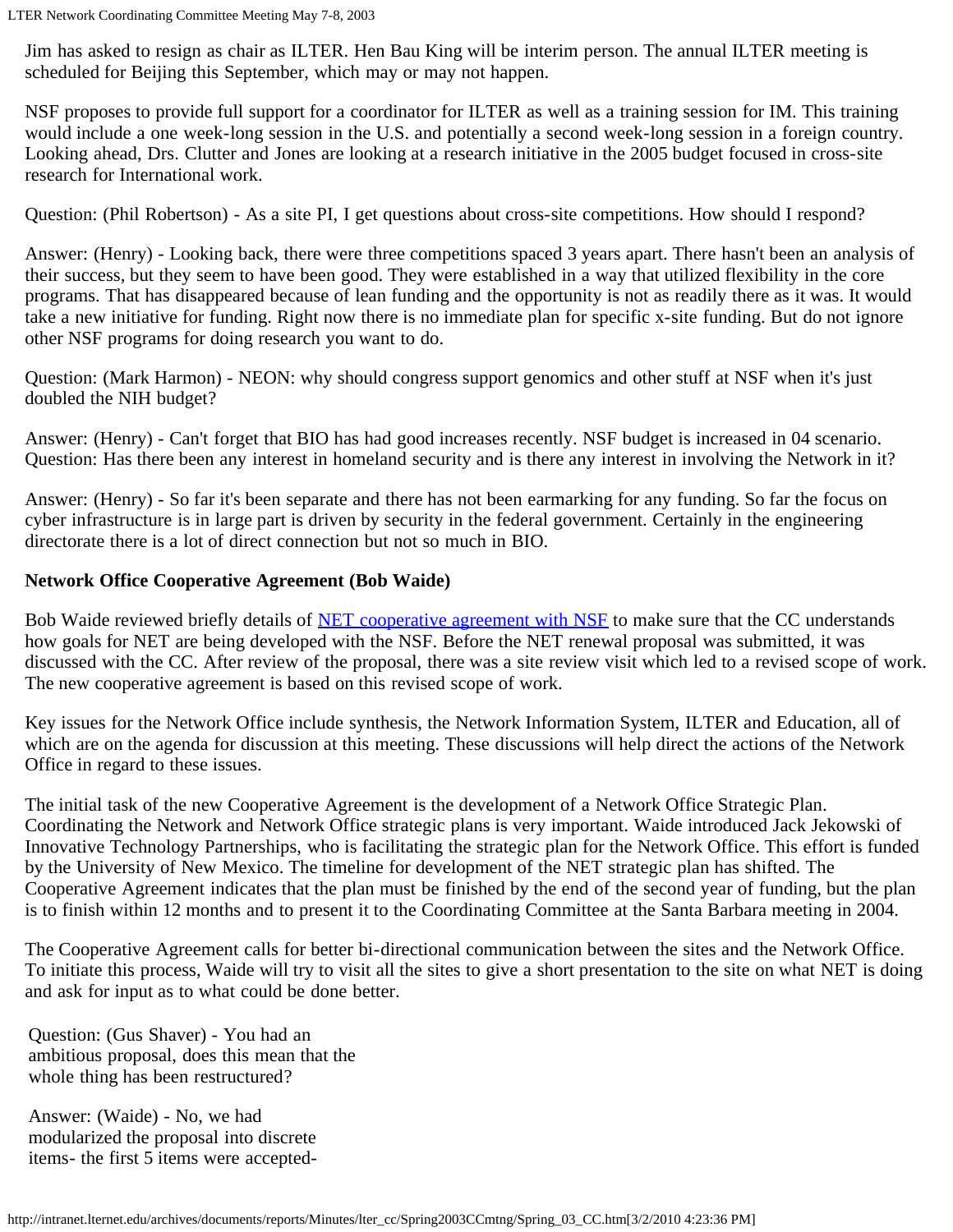Jim has asked to resign as chair as ILTER. Hen Bau King will be interim person. The annual ILTER meeting is scheduled for Beijing this September, which may or may not happen.

NSF proposes to provide full support for a coordinator for ILTER as well as a training session for IM. This training would include a one week-long session in the U.S. and potentially a second week-long session in a foreign country. Looking ahead, Drs. Clutter and Jones are looking at a research initiative in the 2005 budget focused in cross-site research for International work.

Question: (Phil Robertson) - As a site PI, I get questions about cross-site competitions. How should I respond?

Answer: (Henry) - Looking back, there were three competitions spaced 3 years apart. There hasn't been an analysis of their success, but they seem to have been good. They were established in a way that utilized flexibility in the core programs. That has disappeared because of lean funding and the opportunity is not as readily there as it was. It would take a new initiative for funding. Right now there is no immediate plan for specific x-site funding. But do not ignore other NSF programs for doing research you want to do.

Question: (Mark Harmon) - NEON: why should congress support genomics and other stuff at NSF when it's just doubled the NIH budget?

Answer: (Henry) - Can't forget that BIO has had good increases recently. NSF budget is increased in 04 scenario.
Question: Has there been any interest in homeland security and is there any interest in involving the Network in it?

Answer: (Henry) - So far it's been separate and there has not been earmarking for any funding. So far the focus on cyber infrastructure is in large part is driven by security in the federal government. Certainly in the engineering directorate there is a lot of direct connection but not so much in BIO.

**Network Office Cooperative Agreement (Bob Waide)**

Bob Waide reviewed briefly details of [NET cooperative agreement with NSF] to make sure that the CC understands how goals for NET are being developed with the NSF. Before the NET renewal proposal was submitted, it was discussed with the CC. After review of the proposal, there was a site review visit which led to a revised scope of work. The new cooperative agreement is based on this revised scope of work.

Key issues for the Network Office include synthesis, the Network Information System, ILTER and Education, all of which are on the agenda for discussion at this meeting. These discussions will help direct the actions of the Network Office in regard to these issues.

The initial task of the new Cooperative Agreement is the development of a Network Office Strategic Plan. Coordinating the Network and Network Office strategic plans is very important. Waide introduced Jack Jekowski of Innovative Technology Partnerships, who is facilitating the strategic plan for the Network Office. This effort is funded by the University of New Mexico. The timeline for development of the NET strategic plan has shifted. The Cooperative Agreement indicates that the plan must be finished by the end of the second year of funding, but the plan is to finish within 12 months and to present it to the Coordinating Committee at the Santa Barbara meeting in 2004.

The Cooperative Agreement calls for better bi-directional communication between the sites and the Network Office. To initiate this process, Waide will try to visit all the sites to give a short presentation to the site on what NET is doing and ask for input as to what could be done better.

Question: (Gus Shaver) - You had an ambitious proposal, does this mean that the whole thing has been restructured?

Answer: (Waide) - No, we had modularized the proposal into discrete items- the first 5 items were accepted-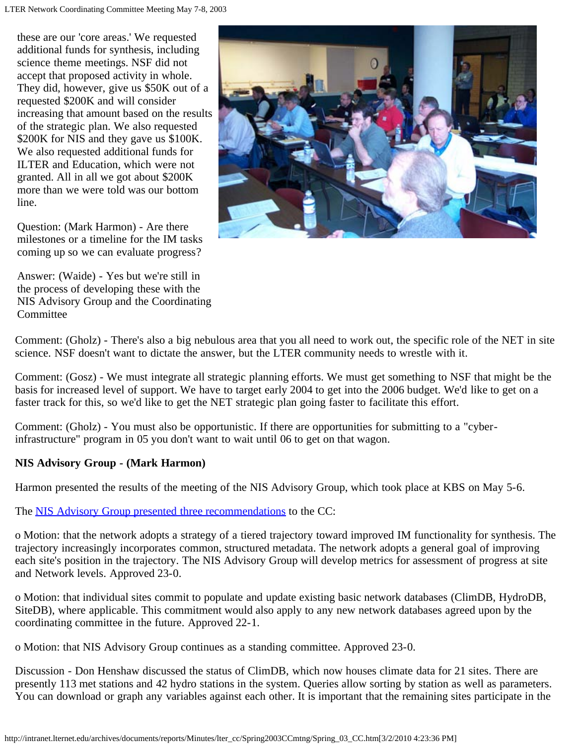these are our 'core areas.' We requested additional funds for synthesis, including science theme meetings. NSF did not accept that proposed activity in whole. They did, however, give us $50K out of a requested $200K and will consider increasing that amount based on the results of the strategic plan. We also requested $200K for NIS and they gave us $100K. We also requested additional funds for ILTER and Education, which were not granted. All in all we got about $200K more than we were told was our bottom line.

Question: (Mark Harmon) - Are there milestones or a timeline for the IM tasks coming up so we can evaluate progress?

Answer: (Waide) - Yes but we're still in the process of developing these with the NIS Advisory Group and the Coordinating Committee

Comment: (Gholz) - There's also a big nebulous area that you all need to work out, the specific role of the NET in site science. NSF doesn't want to dictate the answer, but the LTER community needs to wrestle with it.

Comment: (Gosz) - We must integrate all strategic planning efforts. We must get something to NSF that might be the basis for increased level of support. We have to target early 2004 to get into the 2006 budget. We'd like to get on a faster track for this, so we'd like to get the NET strategic plan going faster to facilitate this effort.

Comment: (Gholz) - You must also be opportunistic. If there are opportunities for submitting to a "cyber-infrastructure" program in 05 you don't want to wait until 06 to get on that wagon.

**NIS Advisory Group - (Mark Harmon)**

Harmon presented the results of the meeting of the NIS Advisory Group, which took place at KBS on May 5-6.

The NIS Advisory Group presented three recommendations to the CC:

o Motion: that the network adopts a strategy of a tiered trajectory toward improved IM functionality for synthesis. The trajectory increasingly incorporates common, structured metadata. The network adopts a general goal of improving each site's position in the trajectory. The NIS Advisory Group will develop metrics for assessment of progress at site and Network levels. Approved 23-0.

o Motion: that individual sites commit to populate and update existing basic network databases (ClimDB, HydroDB, SiteDB), where applicable. This commitment would also apply to any new network databases agreed upon by the coordinating committee in the future. Approved 22-1.

o Motion: that NIS Advisory Group continues as a standing committee. Approved 23-0.

Discussion - Don Henshaw discussed the status of ClimDB, which now houses climate data for 21 sites. There are presently 113 met stations and 42 hydro stations in the system. Queries allow sorting by station as well as parameters. You can download or graph any variables against each other. It is important that the remaining sites participate in the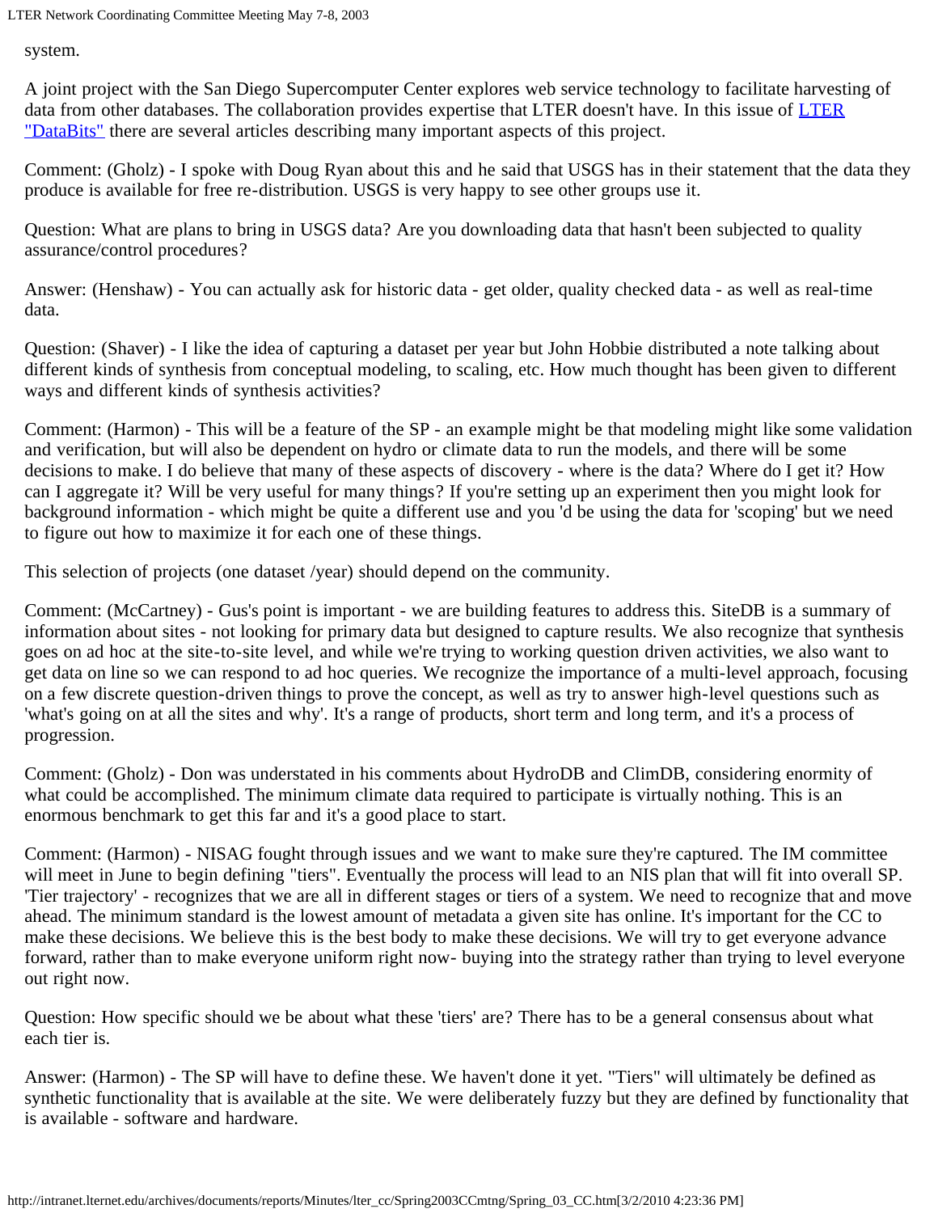system.

A joint project with the San Diego Supercomputer Center explores web service technology to facilitate harvesting of data from other databases. The collaboration provides expertise that LTER doesn't have. In this issue of [LTER "DataBits"](#) there are several articles describing many important aspects of this project.

Comment: (Gholz) - I spoke with Doug Ryan about this and he said that USGS has in their statement that the data they produce is available for free re-distribution. USGS is very happy to see other groups use it.

Question: What are plans to bring in USGS data? Are you downloading data that hasn't been subjected to quality assurance/control procedures?

Answer: (Henshaw) - You can actually ask for historic data - get older, quality checked data - as well as real-time data.

Question: (Shaver) - I like the idea of capturing a dataset per year but John Hobbie distributed a note talking about different kinds of synthesis from conceptual modeling, to scaling, etc. How much thought has been given to different ways and different kinds of synthesis activities?

Comment: (Harmon) - This will be a feature of the SP - an example might be that modeling might like some validation and verification, but will also be dependent on hydro or climate data to run the models, and there will be some decisions to make. I do believe that many of these aspects of discovery - where is the data? Where do I get it? How can I aggregate it? Will be very useful for many things? If you're setting up an experiment then you might look for background information - which might be quite a different use and you 'd be using the data for 'scoping' but we need to figure out how to maximize it for each one of these things.

This selection of projects (one dataset /year) should depend on the community.

Comment: (McCartney) - Gus's point is important - we are building features to address this. SiteDB is a summary of information about sites - not looking for primary data but designed to capture results. We also recognize that synthesis goes on ad hoc at the site-to-site level, and while we're trying to working question driven activities, we also want to get data on line so we can respond to ad hoc queries. We recognize the importance of a multi-level approach, focusing on a few discrete question-driven things to prove the concept, as well as try to answer high-level questions such as 'what's going on at all the sites and why'. It's a range of products, short term and long term, and it's a process of progression.

Comment: (Gholz) - Don was understated in his comments about HydroDB and ClimDB, considering enormity of what could be accomplished. The minimum climate data required to participate is virtually nothing. This is an enormous benchmark to get this far and it's a good place to start.

Comment: (Harmon) - NISAG fought through issues and we want to make sure they're captured. The IM committee will meet in June to begin defining "tiers". Eventually the process will lead to an NIS plan that will fit into overall SP. 'Tier trajectory' - recognizes that we are all in different stages or tiers of a system. We need to recognize that and move ahead. The minimum standard is the lowest amount of metadata a given site has online. It's important for the CC to make these decisions. We believe this is the best body to make these decisions. We will try to get everyone advance forward, rather than to make everyone uniform right now- buying into the strategy rather than trying to level everyone out right now.

Question: How specific should we be about what these 'tiers' are? There has to be a general consensus about what each tier is.

Answer: (Harmon) - The SP will have to define these. We haven't done it yet. "Tiers" will ultimately be defined as synthetic functionality that is available at the site. We were deliberately fuzzy but they are defined by functionality that is available - software and hardware.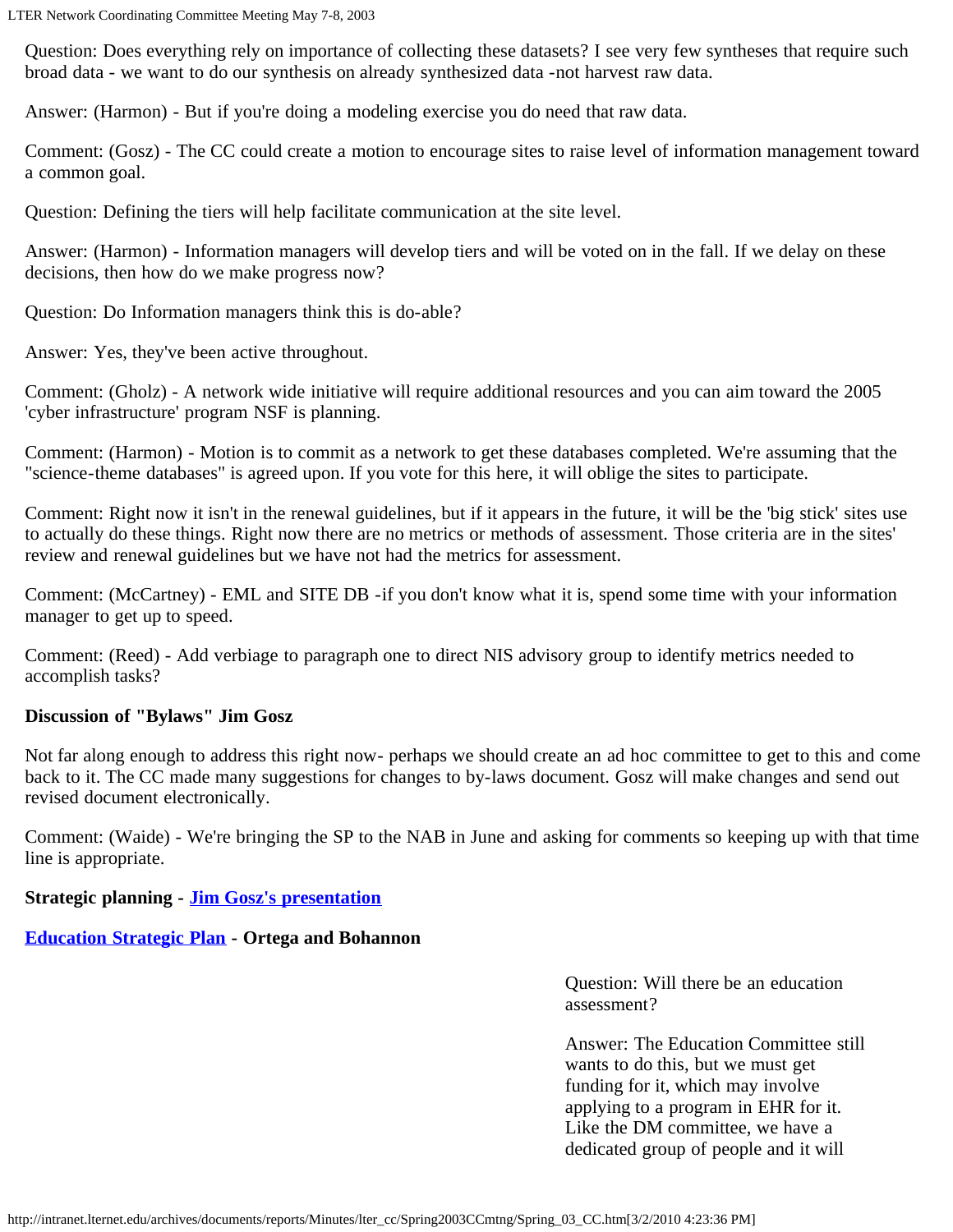Question: Does everything rely on importance of collecting these datasets? I see very few syntheses that require such broad data - we want to do our synthesis on already synthesized data -not harvest raw data.

Answer: (Harmon) - But if you're doing a modeling exercise you do need that raw data.

Comment: (Gosz) - The CC could create a motion to encourage sites to raise level of information management toward a common goal.

Question: Defining the tiers will help facilitate communication at the site level.

Answer: (Harmon) - Information managers will develop tiers and will be voted on in the fall. If we delay on these decisions, then how do we make progress now?

Question: Do Information managers think this is do-able?

Answer: Yes, they've been active throughout.

Comment: (Gholz) - A network wide initiative will require additional resources and you can aim toward the 2005 'cyber infrastructure' program NSF is planning.

Comment: (Harmon) - Motion is to commit as a network to get these databases completed. We're assuming that the "science-theme databases" is agreed upon. If you vote for this here, it will oblige the sites to participate.

Comment: Right now it isn't in the renewal guidelines, but if it appears in the future, it will be the 'big stick' sites use to actually do these things. Right now there are no metrics or methods of assessment. Those criteria are in the sites' review and renewal guidelines but we have not had the metrics for assessment.

Comment: (McCartney) - EML and SITE DB -if you don't know what it is, spend some time with your information manager to get up to speed.

Comment: (Reed) - Add verbiage to paragraph one to direct NIS advisory group to identify metrics needed to accomplish tasks?

**Discussion of "Bylaws" Jim Gosz**

Not far along enough to address this right now- perhaps we should create an ad hoc committee to get to this and come back to it. The CC made many suggestions for changes to by-laws document. Gosz will make changes and send out revised document electronically.

Comment: (Waide) - We're bringing the SP to the NAB in June and asking for comments so keeping up with that time line is appropriate.

**Strategic planning - Jim Gosz's presentation**

**Education Strategic Plan - Ortega and Bohannon**

Question: Will there be an education assessment?

Answer: The Education Committee still wants to do this, but we must get funding for it, which may involve applying to a program in EHR for it. Like the DM committee, we have a dedicated group of people and it will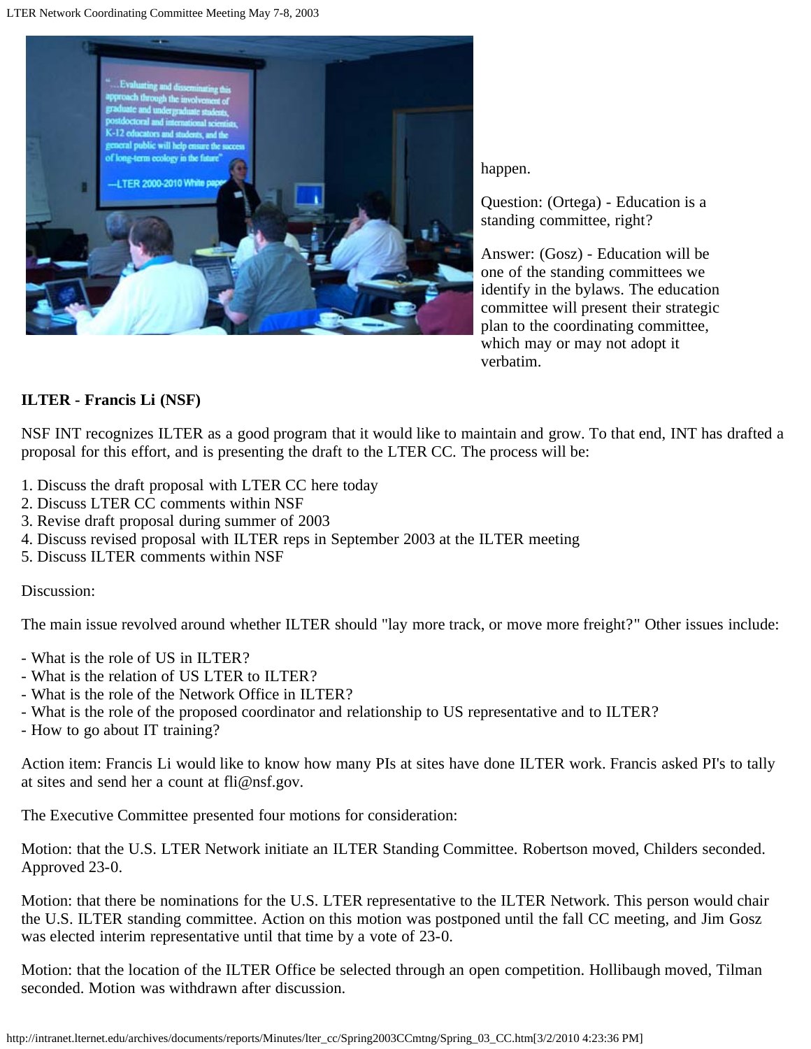happen.

Question: (Ortega) - Education is a standing committee, right?

Answer: (Gosz) - Education will be one of the standing committees we identify in the bylaws. The education committee will present their strategic plan to the coordinating committee, which may or may not adopt it verbatim.

**ILTER - Francis Li (NSF)**

NSF INT recognizes ILTER as a good program that it would like to maintain and grow. To that end, INT has drafted a proposal for this effort, and is presenting the draft to the LTER CC. The process will be:

1. Discuss the draft proposal with LTER CC here today
2. Discuss LTER CC comments within NSF
3. Revise draft proposal during summer of 2003
4. Discuss revised proposal with ILTER reps in September 2003 at the ILTER meeting
5. Discuss ILTER comments within NSF

Discussion:

The main issue revolved around whether ILTER should "lay more track, or move more freight?" Other issues include:

- What is the role of US in ILTER?
- What is the relation of US LTER to ILTER?
- What is the role of the Network Office in ILTER?
- What is the role of the proposed coordinator and relationship to US representative and to ILTER?
- How to go about IT training?

Action item: Francis Li would like to know how many PIs at sites have done ILTER work. Francis asked PI's to tally at sites and send her a count at fli@nsf.gov.

The Executive Committee presented four motions for consideration:

Motion: that the U.S. LTER Network initiate an ILTER Standing Committee. Robertson moved, Childers seconded. Approved 23-0.

Motion: that there be nominations for the U.S. LTER representative to the ILTER Network. This person would chair the U.S. ILTER standing committee. Action on this motion was postponed until the fall CC meeting, and Jim Gosz was elected interim representative until that time by a vote of 23-0.

Motion: that the location of the ILTER Office be selected through an open competition. Hollibaugh moved, Tilman seconded. Motion was withdrawn after discussion.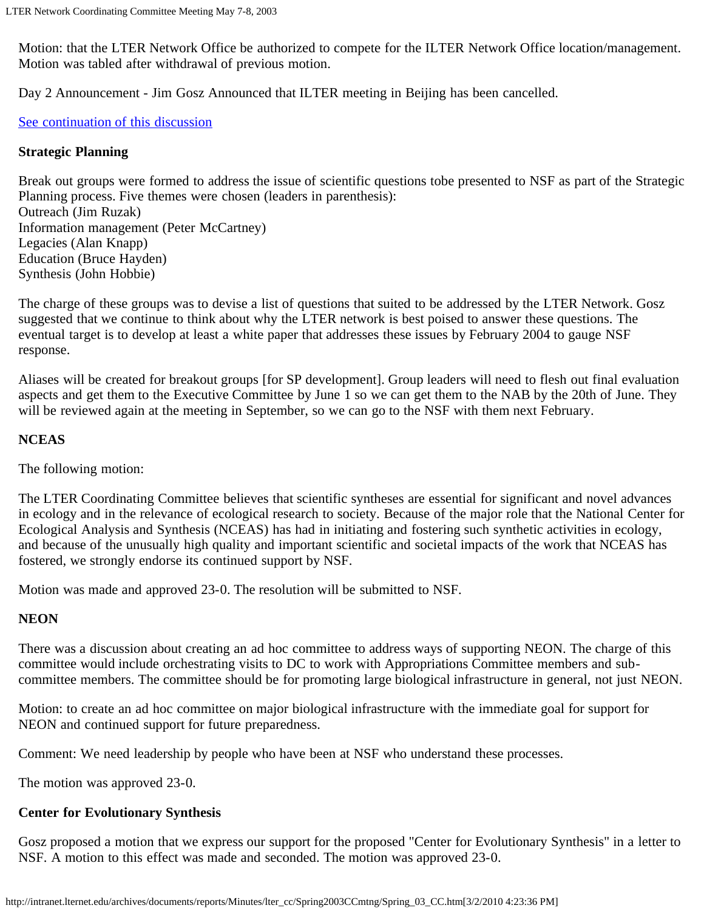Motion: that the LTER Network Office be authorized to compete for the ILTER Network Office location/management. Motion was tabled after withdrawal of previous motion.

Day 2 Announcement - Jim Gosz Announced that ILTER meeting in Beijing has been cancelled.

[See continuation of this discussion]

**Strategic Planning**

Break out groups were formed to address the issue of scientific questions tobe presented to NSF as part of the Strategic Planning process. Five themes were chosen (leaders in parenthesis):
Outreach (Jim Ruzak)
Information management (Peter McCartney)
Legacies (Alan Knapp)
Education (Bruce Hayden)
Synthesis (John Hobbie)

The charge of these groups was to devise a list of questions that suited to be addressed by the LTER Network. Gosz suggested that we continue to think about why the LTER network is best poised to answer these questions. The eventual target is to develop at least a white paper that addresses these issues by February 2004 to gauge NSF response.

Aliases will be created for breakout groups [for SP development]. Group leaders will need to flesh out final evaluation aspects and get them to the Executive Committee by June 1 so we can get them to the NAB by the 20th of June. They will be reviewed again at the meeting in September, so we can go to the NSF with them next February.

**NCEAS**

The following motion:

The LTER Coordinating Committee believes that scientific syntheses are essential for significant and novel advances in ecology and in the relevance of ecological research to society. Because of the major role that the National Center for Ecological Analysis and Synthesis (NCEAS) has had in initiating and fostering such synthetic activities in ecology, and because of the unusually high quality and important scientific and societal impacts of the work that NCEAS has fostered, we strongly endorse its continued support by NSF.

Motion was made and approved 23-0. The resolution will be submitted to NSF.

**NEON**

There was a discussion about creating an ad hoc committee to address ways of supporting NEON. The charge of this committee would include orchestrating visits to DC to work with Appropriations Committee members and sub-committee members. The committee should be for promoting large biological infrastructure in general, not just NEON.

Motion: to create an ad hoc committee on major biological infrastructure with the immediate goal for support for NEON and continued support for future preparedness.

Comment: We need leadership by people who have been at NSF who understand these processes.

The motion was approved 23-0.

**Center for Evolutionary Synthesis**

Gosz proposed a motion that we express our support for the proposed "Center for Evolutionary Synthesis" in a letter to NSF. A motion to this effect was made and seconded. The motion was approved 23-0.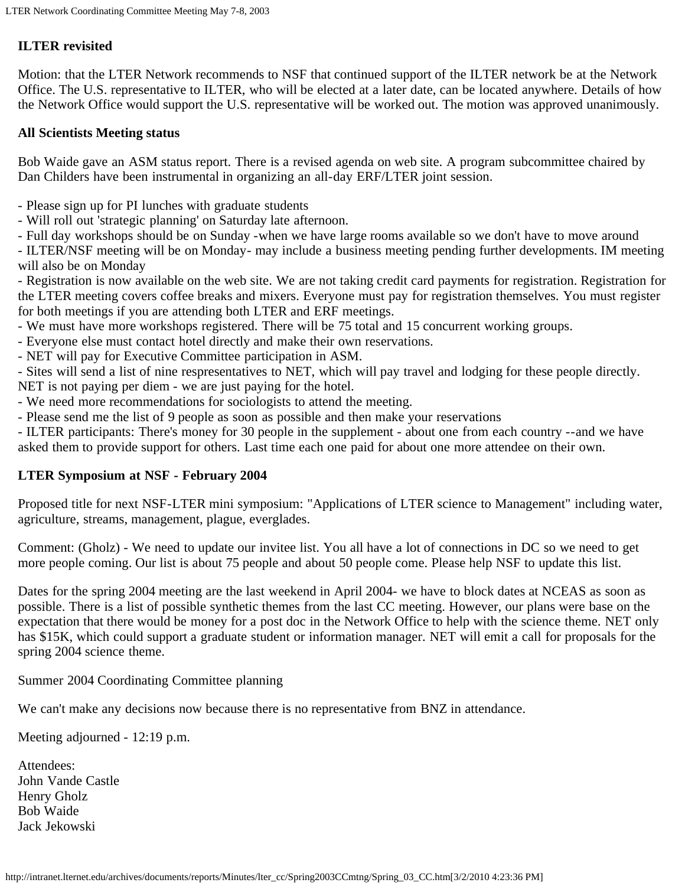**ILTER revisited**

Motion: that the LTER Network recommends to NSF that continued support of the ILTER network be at the Network Office. The U.S. representative to ILTER, who will be elected at a later date, can be located anywhere. Details of how the Network Office would support the U.S. representative will be worked out. The motion was approved unanimously.

**All Scientists Meeting status**

Bob Waide gave an ASM status report. There is a revised agenda on web site. A program subcommittee chaired by Dan Childers have been instrumental in organizing an all-day ERF/LTER joint session.

- Please sign up for PI lunches with graduate students
- Will roll out 'strategic planning' on Saturday late afternoon.
- Full day workshops should be on Sunday -when we have large rooms available so we don't have to move around
- ILTER/NSF meeting will be on Monday- may include a business meeting pending further developments. IM meeting will also be on Monday
- Registration is now available on the web site. We are not taking credit card payments for registration. Registration for the LTER meeting covers coffee breaks and mixers. Everyone must pay for registration themselves. You must register for both meetings if you are attending both LTER and ERF meetings.
- We must have more workshops registered. There will be 75 total and 15 concurrent working groups.
- Everyone else must contact hotel directly and make their own reservations.
- NET will pay for Executive Committee participation in ASM.
- Sites will send a list of nine respresentatives to NET, which will pay travel and lodging for these people directly. NET is not paying per diem - we are just paying for the hotel.
- We need more recommendations for sociologists to attend the meeting.
- Please send me the list of 9 people as soon as possible and then make your reservations
- ILTER participants: There's money for 30 people in the supplement - about one from each country --and we have asked them to provide support for others. Last time each one paid for about one more attendee on their own.

**LTER Symposium at NSF - February 2004**

Proposed title for next NSF-LTER mini symposium: "Applications of LTER science to Management" including water, agriculture, streams, management, plague, everglades.

Comment: (Gholz) - We need to update our invitee list. You all have a lot of connections in DC so we need to get more people coming. Our list is about 75 people and about 50 people come. Please help NSF to update this list.

Dates for the spring 2004 meeting are the last weekend in April 2004- we have to block dates at NCEAS as soon as possible. There is a list of possible synthetic themes from the last CC meeting. However, our plans were base on the expectation that there would be money for a post doc in the Network Office to help with the science theme. NET only has $15K, which could support a graduate student or information manager. NET will emit a call for proposals for the spring 2004 science theme.

Summer 2004 Coordinating Committee planning

We can't make any decisions now because there is no representative from BNZ in attendance.

Meeting adjourned - 12:19 p.m.

Attendees:
John Vande Castle
Henry Gholz
Bob Waide
Jack Jekowski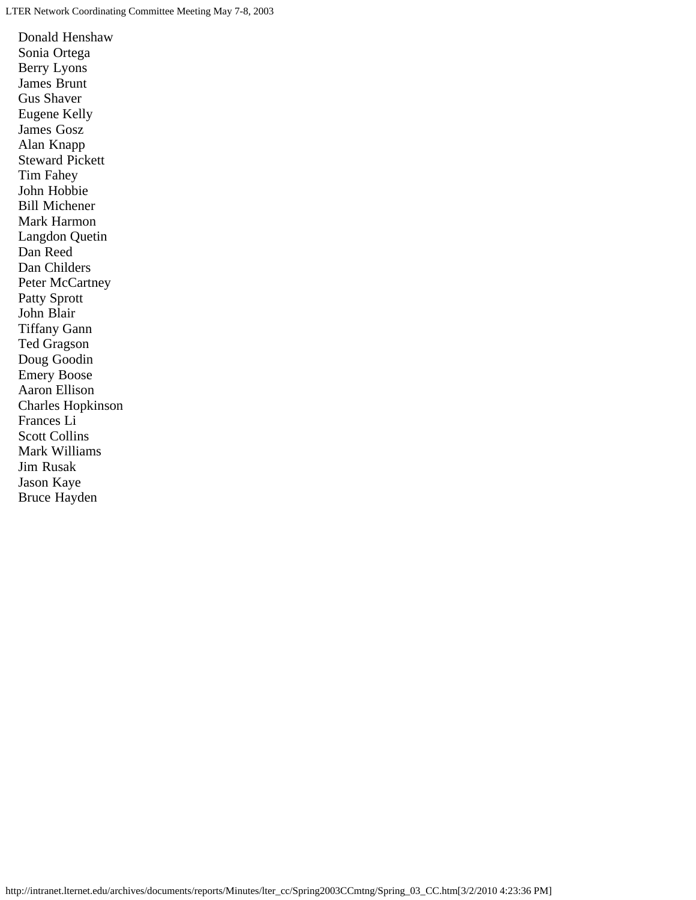Donald Henshaw
Sonia Ortega
Berry Lyons
James Brunt
Gus Shaver
Eugene Kelly
James Gosz
Alan Knapp
Steward Pickett
Tim Fahey
John Hobbie
Bill Michener
Mark Harmon
Langdon Quetin
Dan Reed
Dan Childers
Peter McCartney
Patty Sprott
John Blair
Tiffany Gann
Ted Gragson
Doug Goodin
Emery Boose
Aaron Ellison
Charles Hopkinson
Frances Li
Scott Collins
Mark Williams
Jim Rusak
Jason Kaye
Bruce Hayden